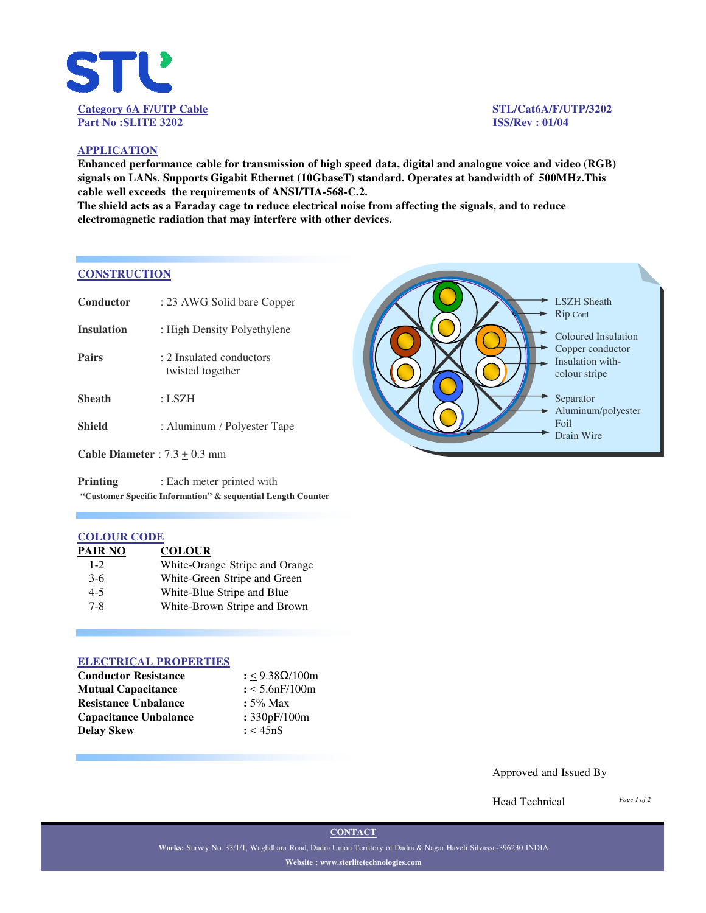**Category 6A F/UTP Cable**
**Part No :SLITE 3202**

**STL/Cat6A/F/UTP/3202**
**ISS/Rev : 01/04**

## APPLICATION

**Enhanced performance cable for transmission of high speed data, digital and analogue voice and video (RGB) signals on LANs. Supports Gigabit Ethernet (10GbaseT) standard. Operates at bandwidth of 500MHz.This cable well exceeds the requirements of ANSI/TIA-568-C.2.**
**The shield acts as a Faraday cage to reduce electrical noise from affecting the signals, and to reduce electromagnetic radiation that may interfere with other devices.**

## CONSTRUCTION

**Conductor** : 23 AWG Solid bare Copper

**Insulation** : High Density Polyethylene

**Pairs** : 2 Insulated conductors twisted together

**Sheath** : LSZH

**Shield** : Aluminum / Polyester Tape

**Cable Diameter** : 7.3 ± 0.3 mm

**Printing** : Each meter printed with
**"Customer Specific Information" & sequential Length Counter**

LSZH Sheath
Rip Cord
Coloured Insulation
Copper conductor
Insulation with-colour stripe
Separator
Aluminum/polyester Foil
Drain Wire

## COLOUR CODE

| PAIR NO | COLOUR |
|---|---|
| 1-2 | White-Orange Stripe and Orange |
| 3-6 | White-Green Stripe and Green |
| 4-5 | White-Blue Stripe and Blue |
| 7-8 | White-Brown Stripe and Brown |

## ELECTRICAL PROPERTIES

| | |
|---|---|
| **Conductor Resistance** | : ≤ 9.38Ω/100m |
| **Mutual Capacitance** | : < 5.6nF/100m |
| **Resistance Unbalance** | : 5% Max |
| **Capacitance Unbalance** | : 330pF/100m |
| **Delay Skew** | : < 45nS |

Approved and Issued By

Head Technical

**CONTACT**

**Works:** Survey No. 33/1/1, Waghdhara Road, Dadra Union Territory of Dadra & Nagar Haveli Silvassa-396230 INDIA

**Website : www.sterlitetechnologies.com**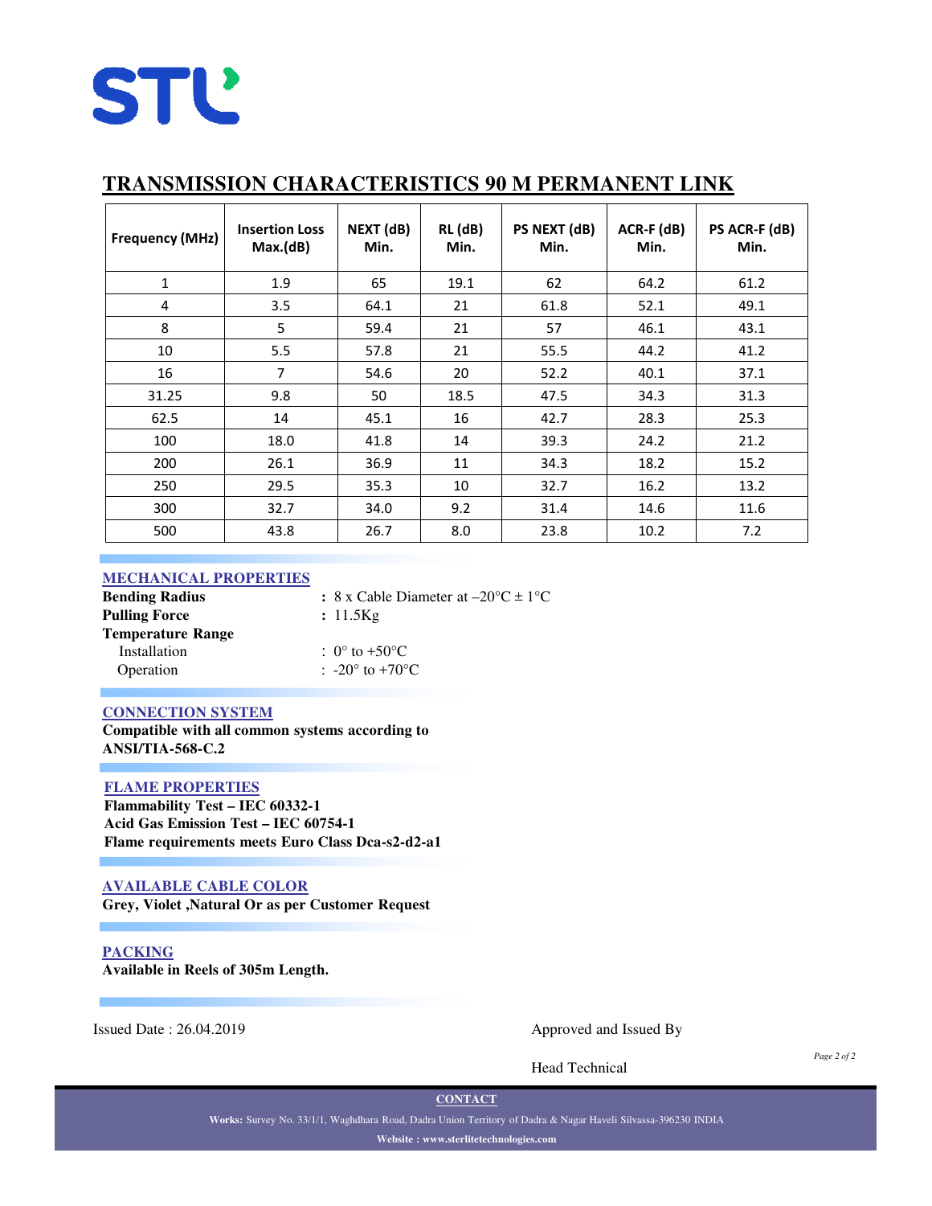STL

# TRANSMISSION CHARACTERISTICS 90 M PERMANENT LINK

| Frequency (MHz) | Insertion Loss Max.(dB) | NEXT (dB) Min. | RL (dB) Min. | PS NEXT (dB) Min. | ACR-F (dB) Min. | PS ACR-F (dB) Min. |
|---|---|---|---|---|---|---|
| 1 | 1.9 | 65 | 19.1 | 62 | 64.2 | 61.2 |
| 4 | 3.5 | 64.1 | 21 | 61.8 | 52.1 | 49.1 |
| 8 | 5 | 59.4 | 21 | 57 | 46.1 | 43.1 |
| 10 | 5.5 | 57.8 | 21 | 55.5 | 44.2 | 41.2 |
| 16 | 7 | 54.6 | 20 | 52.2 | 40.1 | 37.1 |
| 31.25 | 9.8 | 50 | 18.5 | 47.5 | 34.3 | 31.3 |
| 62.5 | 14 | 45.1 | 16 | 42.7 | 28.3 | 25.3 |
| 100 | 18.0 | 41.8 | 14 | 39.3 | 24.2 | 21.2 |
| 200 | 26.1 | 36.9 | 11 | 34.3 | 18.2 | 15.2 |
| 250 | 29.5 | 35.3 | 10 | 32.7 | 16.2 | 13.2 |
| 300 | 32.7 | 34.0 | 9.2 | 31.4 | 14.6 | 11.6 |
| 500 | 43.8 | 26.7 | 8.0 | 23.8 | 10.2 | 7.2 |

## MECHANICAL PROPERTIES

**Bending Radius** : 8 x Cable Diameter at –20°C ± 1°C

**Pulling Force** : 11.5Kg

**Temperature Range**

Installation : 0° to +50°C

Operation : -20° to +70°C

## CONNECTION SYSTEM

**Compatible with all common systems according to ANSI/TIA-568-C.2**

## FLAME PROPERTIES

**Flammability Test – IEC 60332-1**

**Acid Gas Emission Test – IEC 60754-1**

**Flame requirements meets Euro Class Dca-s2-d2-a1**

## AVAILABLE CABLE COLOR

**Grey, Violet ,Natural Or as per Customer Request**

## PACKING

**Available in Reels of 305m Length.**

Issued Date : 26.04.2019

Approved and Issued By

Head Technical

**CONTACT**

**Works:** Survey No. 33/1/1, Waghdhara Road, Dadra Union Territory of Dadra & Nagar Haveli Silvassa-396230 INDIA

**Website : www.sterlitetechnologies.com**